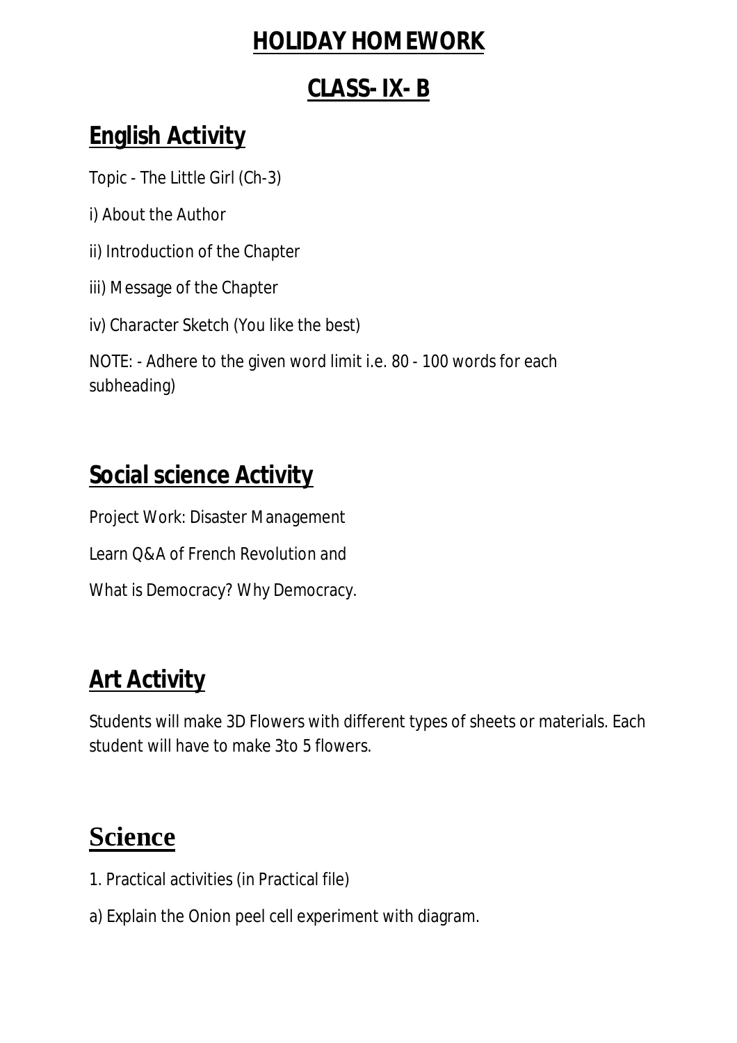# HOLIDAY HOMEWORK

# CLASS- IX- B

## English Activity

Topic - The Little Girl (Ch-3)

i) About the Author

ii) Introduction of the Chapter

iii) Message of the Chapter

iv) Character Sketch (You like the best)

NOTE: - Adhere to the given word limit i.e. 80 - 100 words for each subheading)

## Social science Activity

Project Work: Disaster Management

Learn Q&A of French Revolution and

What is Democracy? Why Democracy.

## Art Activity

Students will make 3D Flowers with different types of sheets or materials. Each student will have to make 3to 5 flowers.

## Science

1. Practical activities (in Practical file)

a) Explain the Onion peel cell experiment with diagram.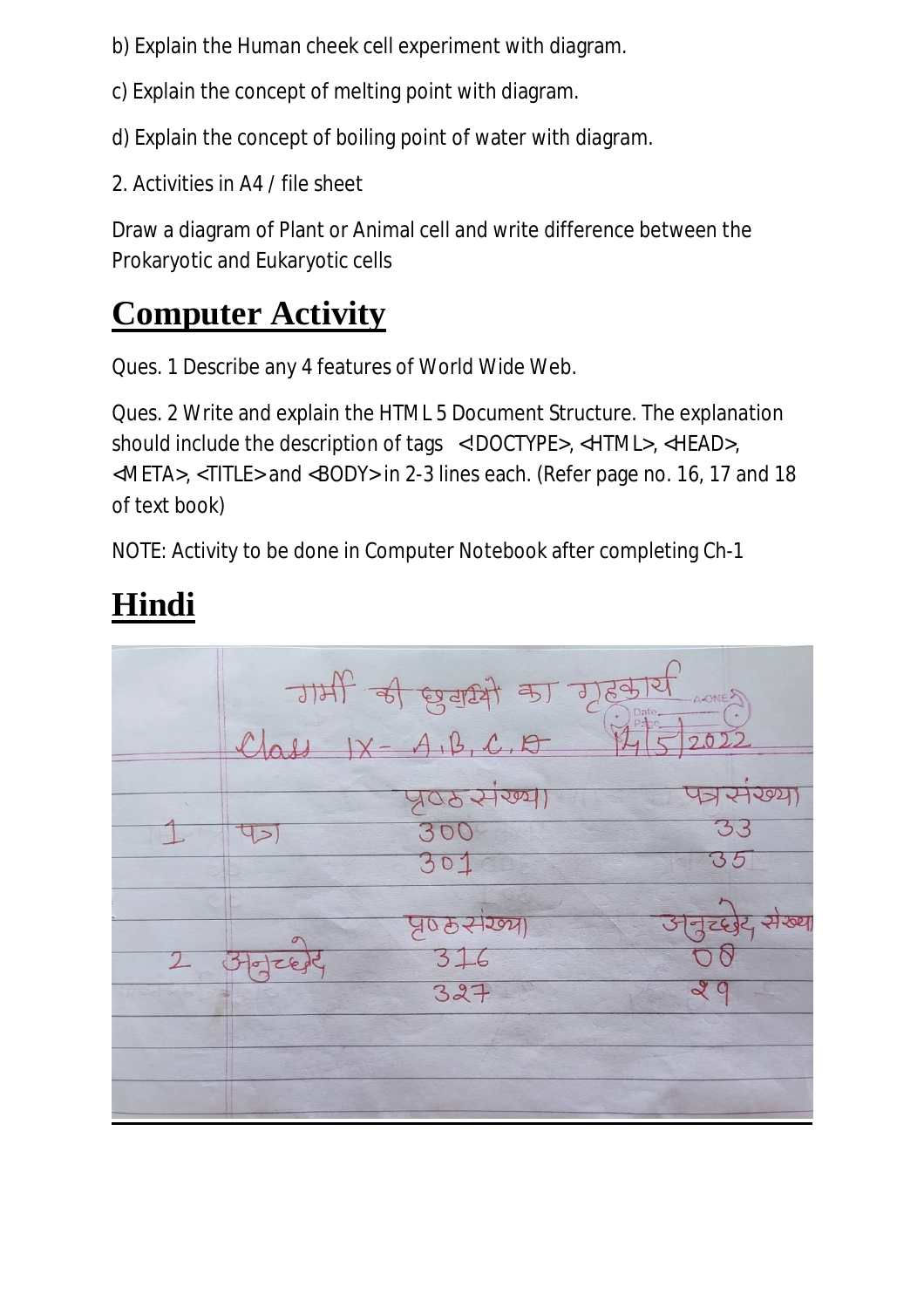b) Explain the Human cheek cell experiment with diagram.

c) Explain the concept of melting point with diagram.

d) Explain the concept of boiling point of water with diagram.

2. Activities in A4 / file sheet

Draw a diagram of Plant or Animal cell and write difference between the Prokaryotic and Eukaryotic cells

## Computer Activity

Ques. 1 Describe any 4 features of World Wide Web.

Ques. 2 Write and explain the HTML 5 Document Structure. The explanation should include the description of tags <!DOCTYPE>, <HTML>, <HEAD>, <META>, <TITLE> and <BODY> in 2-3 lines each. (Refer page no. 16, 17 and 18 of text book)

NOTE: Activity to be done in Computer Notebook after completing Ch-1

## Hindi

गर्मी की छुट्टियों का गृहकार्य

Class IX – A, B, C, D 14/5/2022

| | | पृष्ठ संख्या | पत्र संख्या |
|---|---|---|---|
| 1 | पत्र | 300 | 33 |
| | | 301 | 35 |

| | | पृष्ठ संख्या | अनुच्छेद संख्या |
|---|---|---|---|
| 2 | अनुच्छेद | 316 | 08 |
| | | 327 | 29 |